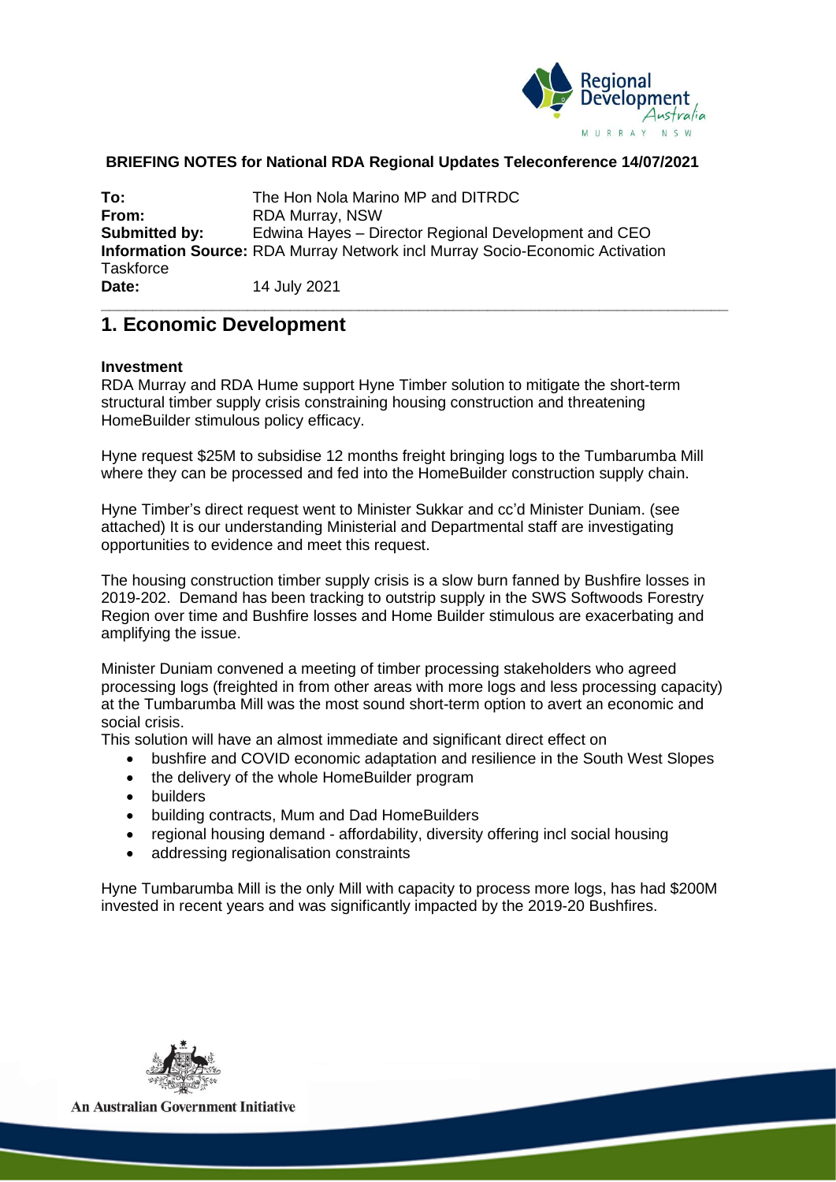**BRIEFING NOTES for National RDA Regional Updates Teleconference 14/07/2021**

**To:** The Hon Nola Marino MP and DITRDC
**From:** RDA Murray, NSW
**Submitted by:** Edwina Hayes – Director Regional Development and CEO
**Information Source:** RDA Murray Network incl Murray Socio-Economic Activation Taskforce
**Date:** 14 July 2021

---

# 1. Economic Development

**Investment**

RDA Murray and RDA Hume support Hyne Timber solution to mitigate the short-term structural timber supply crisis constraining housing construction and threatening HomeBuilder stimulous policy efficacy.

Hyne request $25M to subsidise 12 months freight bringing logs to the Tumbarumba Mill where they can be processed and fed into the HomeBuilder construction supply chain.

Hyne Timber's direct request went to Minister Sukkar and cc'd Minister Duniam. (see attached) It is our understanding Ministerial and Departmental staff are investigating opportunities to evidence and meet this request.

The housing construction timber supply crisis is a slow burn fanned by Bushfire losses in 2019-202. Demand has been tracking to outstrip supply in the SWS Softwoods Forestry Region over time and Bushfire losses and Home Builder stimulous are exacerbating and amplifying the issue.

Minister Duniam convened a meeting of timber processing stakeholders who agreed processing logs (freighted in from other areas with more logs and less processing capacity) at the Tumbarumba Mill was the most sound short-term option to avert an economic and social crisis.

This solution will have an almost immediate and significant direct effect on

- bushfire and COVID economic adaptation and resilience in the South West Slopes
- the delivery of the whole HomeBuilder program
- builders
- building contracts, Mum and Dad HomeBuilders
- regional housing demand - affordability, diversity offering incl social housing
- addressing regionalisation constraints

Hyne Tumbarumba Mill is the only Mill with capacity to process more logs, has had $200M invested in recent years and was significantly impacted by the 2019-20 Bushfires.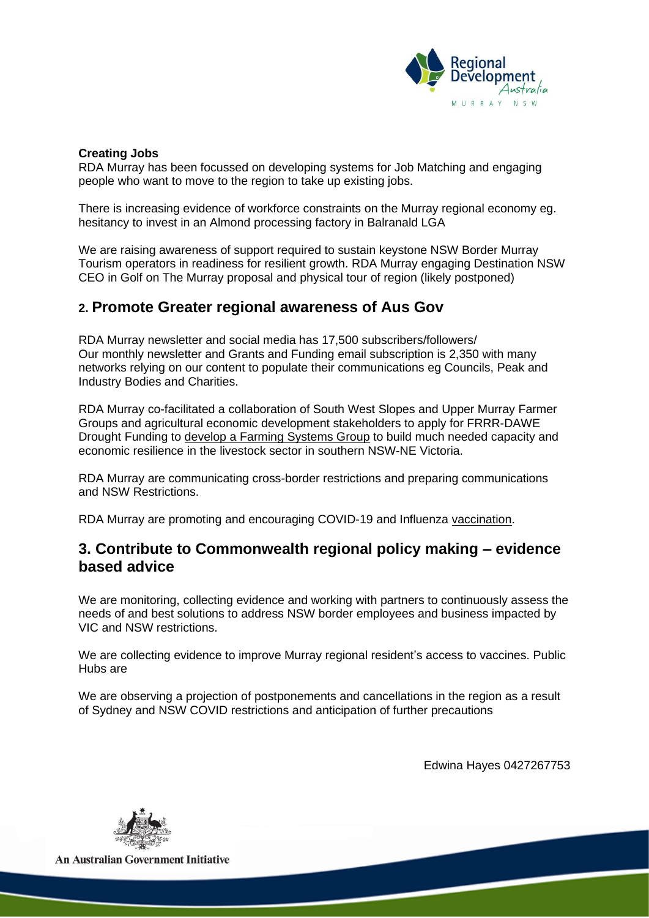**Creating Jobs**
RDA Murray has been focussed on developing systems for Job Matching and engaging people who want to move to the region to take up existing jobs.

There is increasing evidence of workforce constraints on the Murray regional economy eg. hesitancy to invest in an Almond processing factory in Balranald LGA

We are raising awareness of support required to sustain keystone NSW Border Murray Tourism operators in readiness for resilient growth. RDA Murray engaging Destination NSW CEO in Golf on The Murray proposal and physical tour of region (likely postponed)

## 2. Promote Greater regional awareness of Aus Gov

RDA Murray newsletter and social media has 17,500 subscribers/followers/
Our monthly newsletter and Grants and Funding email subscription is 2,350 with many networks relying on our content to populate their communications eg Councils, Peak and Industry Bodies and Charities.

RDA Murray co-facilitated a collaboration of South West Slopes and Upper Murray Farmer Groups and agricultural economic development stakeholders to apply for FRRR-DAWE Drought Funding to develop a Farming Systems Group to build much needed capacity and economic resilience in the livestock sector in southern NSW-NE Victoria.

RDA Murray are communicating cross-border restrictions and preparing communications and NSW Restrictions.

RDA Murray are promoting and encouraging COVID-19 and Influenza vaccination.

## 3. Contribute to Commonwealth regional policy making – evidence based advice

We are monitoring, collecting evidence and working with partners to continuously assess the needs of and best solutions to address NSW border employees and business impacted by VIC and NSW restrictions.

We are collecting evidence to improve Murray regional resident's access to vaccines. Public Hubs are

We are observing a projection of postponements and cancellations in the region as a result of Sydney and NSW COVID restrictions and anticipation of further precautions

Edwina Hayes 0427267753